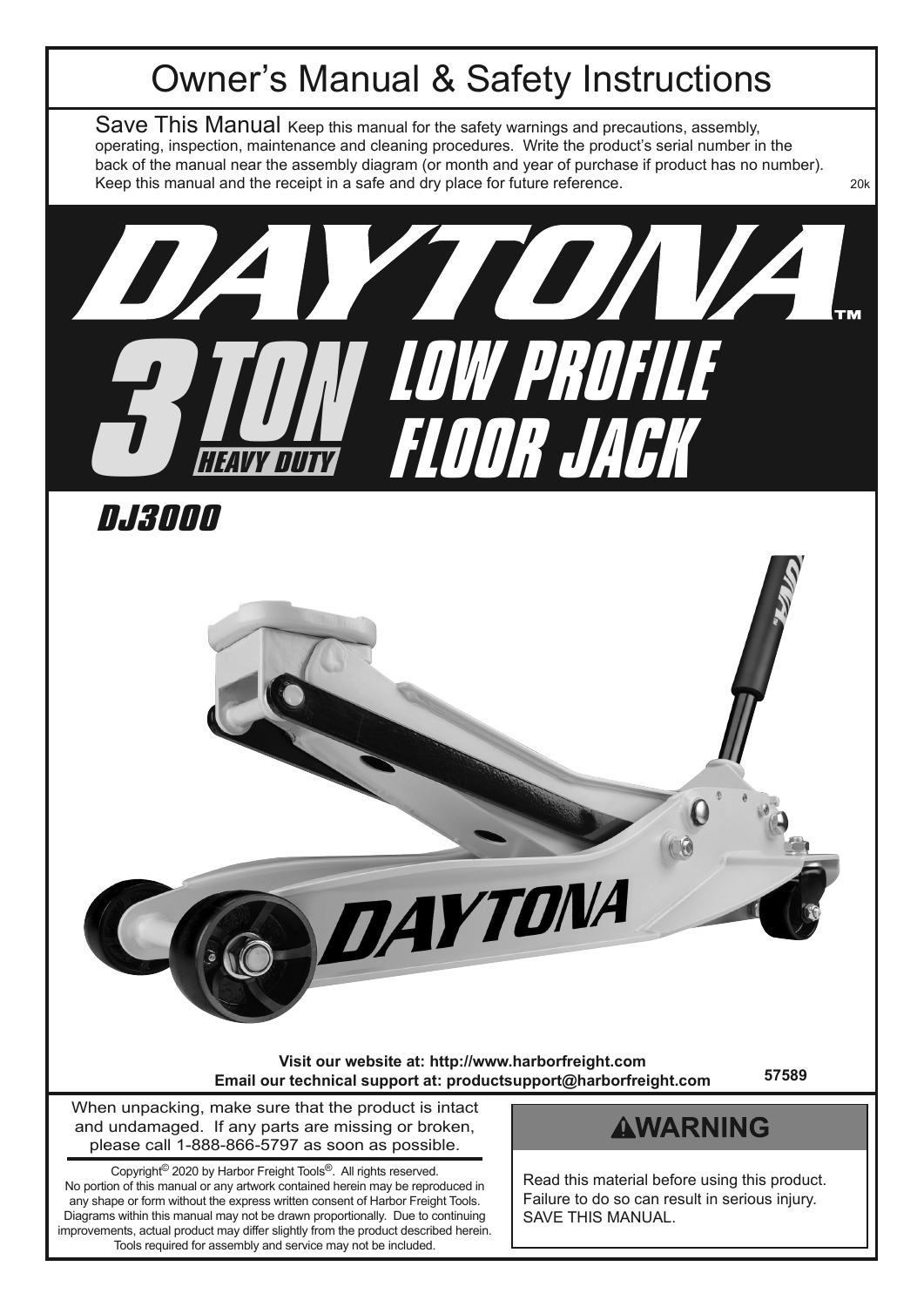# Owner's Manual & Safety Instructions

Save This Manual Keep this manual for the safety warnings and precautions, assembly, operating, inspection, maintenance and cleaning procedures. Write the product's serial number in the back of the manual near the assembly diagram (or month and year of purchase if product has no number). Keep this manual and the receipt in a safe and dry place for future reference.

20k

# DAYTONA™

# 3 TON HEAVY DUTY LOW PROFILE FLOOR JACK

## DJ3000

**Visit our website at: http://www.harborfreight.com**
**Email our technical support at: productsupport@harborfreight.com**

**57589**

When unpacking, make sure that the product is intact and undamaged. If any parts are missing or broken, please call 1-888-866-5797 as soon as possible.

Copyright© 2020 by Harbor Freight Tools®. All rights reserved. No portion of this manual or any artwork contained herein may be reproduced in any shape or form without the express written consent of Harbor Freight Tools. Diagrams within this manual may not be drawn proportionally. Due to continuing improvements, actual product may differ slightly from the product described herein. Tools required for assembly and service may not be included.

**⚠WARNING**

Read this material before using this product. Failure to do so can result in serious injury. SAVE THIS MANUAL.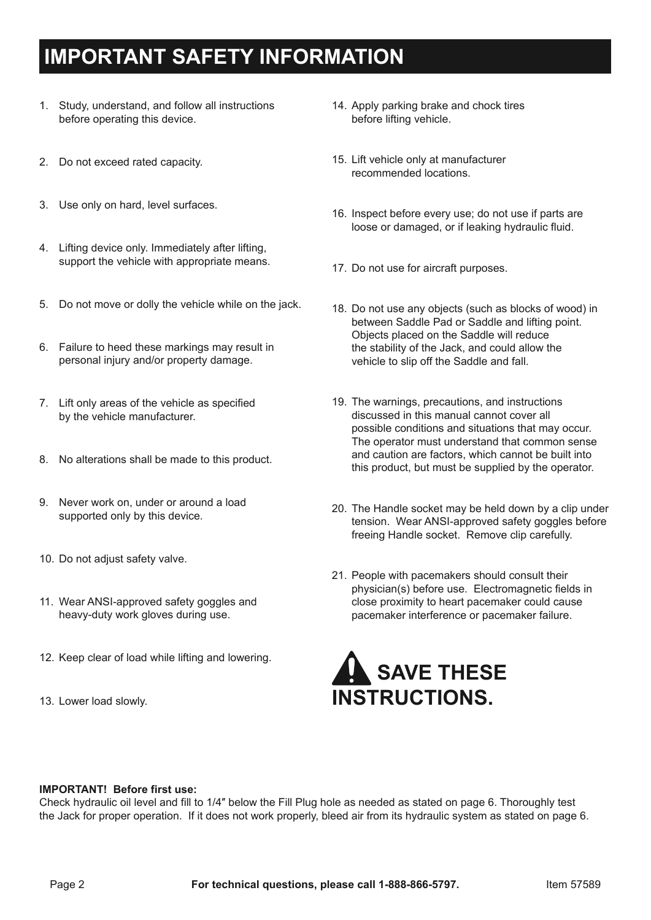# IMPORTANT SAFETY INFORMATION

1. Study, understand, and follow all instructions before operating this device.
2. Do not exceed rated capacity.
3. Use only on hard, level surfaces.
4. Lifting device only. Immediately after lifting, support the vehicle with appropriate means.
5. Do not move or dolly the vehicle while on the jack.
6. Failure to heed these markings may result in personal injury and/or property damage.
7. Lift only areas of the vehicle as specified by the vehicle manufacturer.
8. No alterations shall be made to this product.
9. Never work on, under or around a load supported only by this device.
10. Do not adjust safety valve.
11. Wear ANSI-approved safety goggles and heavy-duty work gloves during use.
12. Keep clear of load while lifting and lowering.
13. Lower load slowly.
14. Apply parking brake and chock tires before lifting vehicle.
15. Lift vehicle only at manufacturer recommended locations.
16. Inspect before every use; do not use if parts are loose or damaged, or if leaking hydraulic fluid.
17. Do not use for aircraft purposes.
18. Do not use any objects (such as blocks of wood) in between Saddle Pad or Saddle and lifting point. Objects placed on the Saddle will reduce the stability of the Jack, and could allow the vehicle to slip off the Saddle and fall.
19. The warnings, precautions, and instructions discussed in this manual cannot cover all possible conditions and situations that may occur. The operator must understand that common sense and caution are factors, which cannot be built into this product, but must be supplied by the operator.
20. The Handle socket may be held down by a clip under tension. Wear ANSI-approved safety goggles before freeing Handle socket. Remove clip carefully.
21. People with pacemakers should consult their physician(s) before use. Electromagnetic fields in close proximity to heart pacemaker could cause pacemaker interference or pacemaker failure.

## SAVE THESE INSTRUCTIONS.

**IMPORTANT! Before first use:**
Check hydraulic oil level and fill to 1/4″ below the Fill Plug hole as needed as stated on page 6. Thoroughly test the Jack for proper operation. If it does not work properly, bleed air from its hydraulic system as stated on page 6.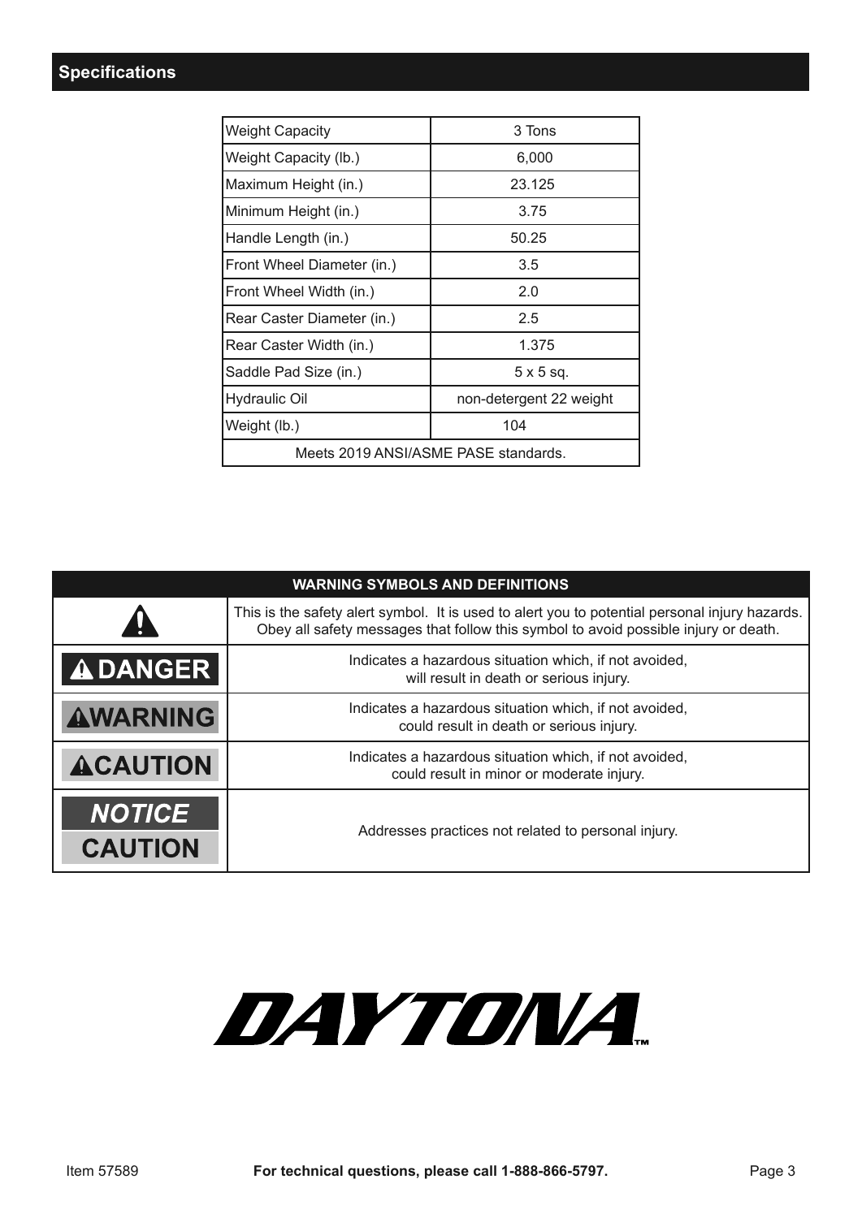## Specifications

| Weight Capacity | 3 Tons |
|---|---|
| Weight Capacity (lb.) | 6,000 |
| Maximum Height (in.) | 23.125 |
| Minimum Height (in.) | 3.75 |
| Handle Length (in.) | 50.25 |
| Front Wheel Diameter (in.) | 3.5 |
| Front Wheel Width (in.) | 2.0 |
| Rear Caster Diameter (in.) | 2.5 |
| Rear Caster Width (in.) | 1.375 |
| Saddle Pad Size (in.) | 5 x 5 sq. |
| Hydraulic Oil | non-detergent 22 weight |
| Weight (lb.) | 104 |
| Meets 2019 ANSI/ASME PASE standards. | |

| WARNING SYMBOLS AND DEFINITIONS | |
|---|---|
| ⚠ | This is the safety alert symbol. It is used to alert you to potential personal injury hazards. Obey all safety messages that follow this symbol to avoid possible injury or death. |
| ⚠ DANGER | Indicates a hazardous situation which, if not avoided, will result in death or serious injury. |
| ⚠ WARNING | Indicates a hazardous situation which, if not avoided, could result in death or serious injury. |
| ⚠ CAUTION | Indicates a hazardous situation which, if not avoided, could result in minor or moderate injury. |
| *NOTICE* / CAUTION | Addresses practices not related to personal injury. |

**DAYTONA™**

Item 57589 **For technical questions, please call 1-888-866-5797.**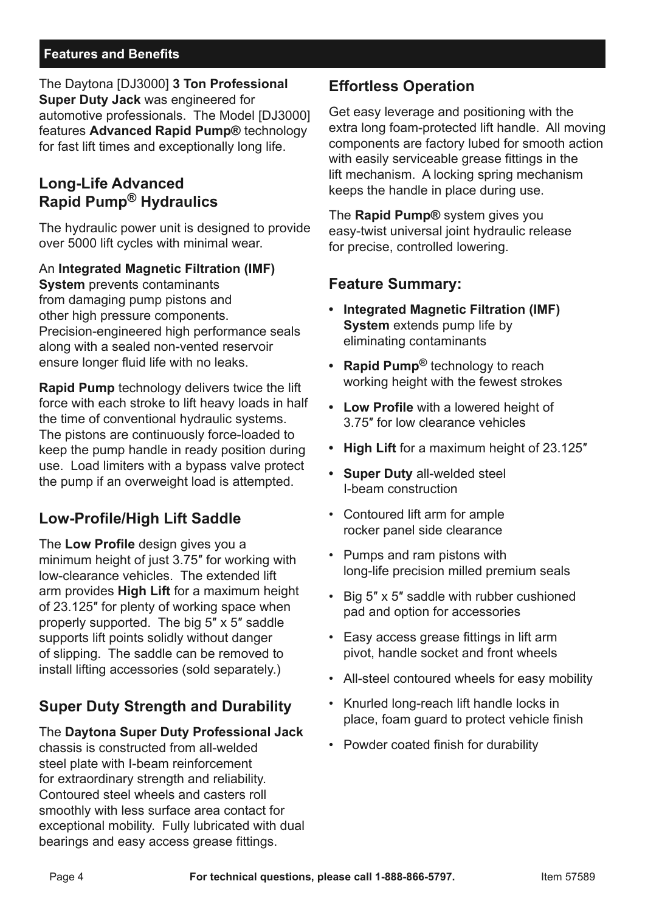## Features and Benefits

The Daytona [DJ3000] **3 Ton Professional Super Duty Jack** was engineered for automotive professionals. The Model [DJ3000] features **Advanced Rapid Pump®** technology for fast lift times and exceptionally long life.

### Long-Life Advanced Rapid Pump® Hydraulics

The hydraulic power unit is designed to provide over 5000 lift cycles with minimal wear.

An **Integrated Magnetic Filtration (IMF) System** prevents contaminants from damaging pump pistons and other high pressure components. Precision-engineered high performance seals along with a sealed non-vented reservoir ensure longer fluid life with no leaks.

**Rapid Pump** technology delivers twice the lift force with each stroke to lift heavy loads in half the time of conventional hydraulic systems. The pistons are continuously force-loaded to keep the pump handle in ready position during use. Load limiters with a bypass valve protect the pump if an overweight load is attempted.

### Low-Profile/High Lift Saddle

The **Low Profile** design gives you a minimum height of just 3.75″ for working with low-clearance vehicles. The extended lift arm provides **High Lift** for a maximum height of 23.125″ for plenty of working space when properly supported. The big 5″ x 5″ saddle supports lift points solidly without danger of slipping. The saddle can be removed to install lifting accessories (sold separately.)

### Super Duty Strength and Durability

The **Daytona Super Duty Professional Jack** chassis is constructed from all-welded steel plate with I-beam reinforcement for extraordinary strength and reliability. Contoured steel wheels and casters roll smoothly with less surface area contact for exceptional mobility. Fully lubricated with dual bearings and easy access grease fittings.

### Effortless Operation

Get easy leverage and positioning with the extra long foam-protected lift handle. All moving components are factory lubed for smooth action with easily serviceable grease fittings in the lift mechanism. A locking spring mechanism keeps the handle in place during use.

The **Rapid Pump®** system gives you easy-twist universal joint hydraulic release for precise, controlled lowering.

### Feature Summary:

- **Integrated Magnetic Filtration (IMF) System** extends pump life by eliminating contaminants
- **Rapid Pump®** technology to reach working height with the fewest strokes
- **Low Profile** with a lowered height of 3.75″ for low clearance vehicles
- **High Lift** for a maximum height of 23.125″
- **Super Duty** all-welded steel I-beam construction
- Contoured lift arm for ample rocker panel side clearance
- Pumps and ram pistons with long-life precision milled premium seals
- Big 5″ x 5″ saddle with rubber cushioned pad and option for accessories
- Easy access grease fittings in lift arm pivot, handle socket and front wheels
- All-steel contoured wheels for easy mobility
- Knurled long-reach lift handle locks in place, foam guard to protect vehicle finish
- Powder coated finish for durability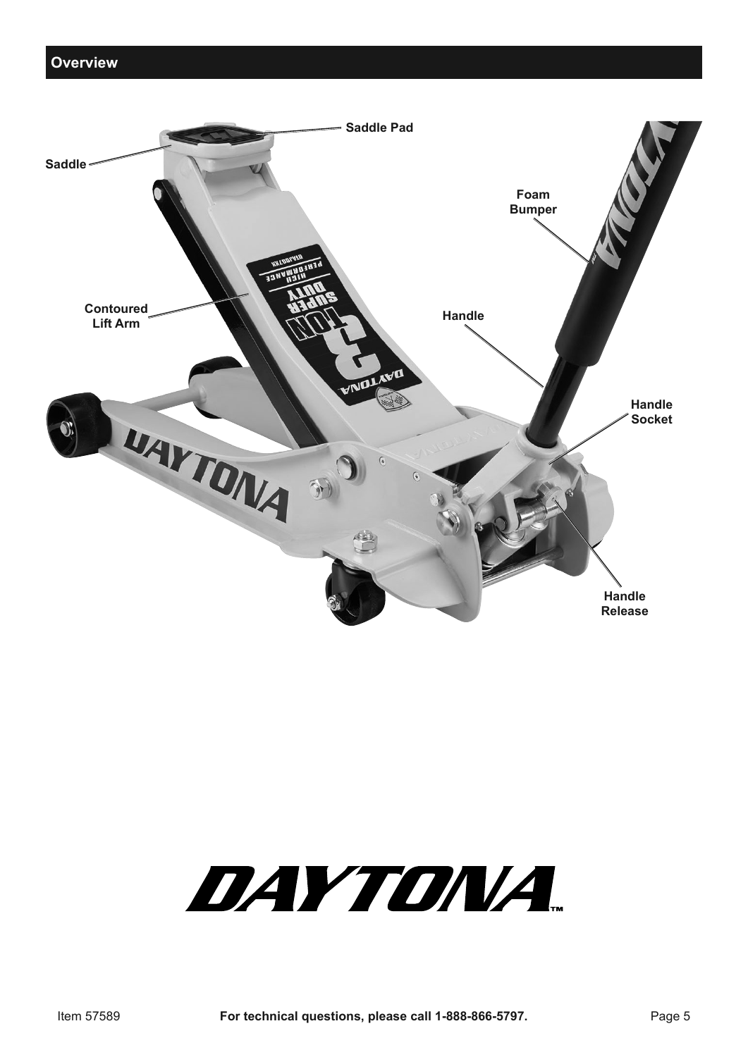## Overview

Saddle Pad

Saddle

Foam Bumper

Contoured Lift Arm

Handle

Handle Socket

Handle Release

DAYTONA™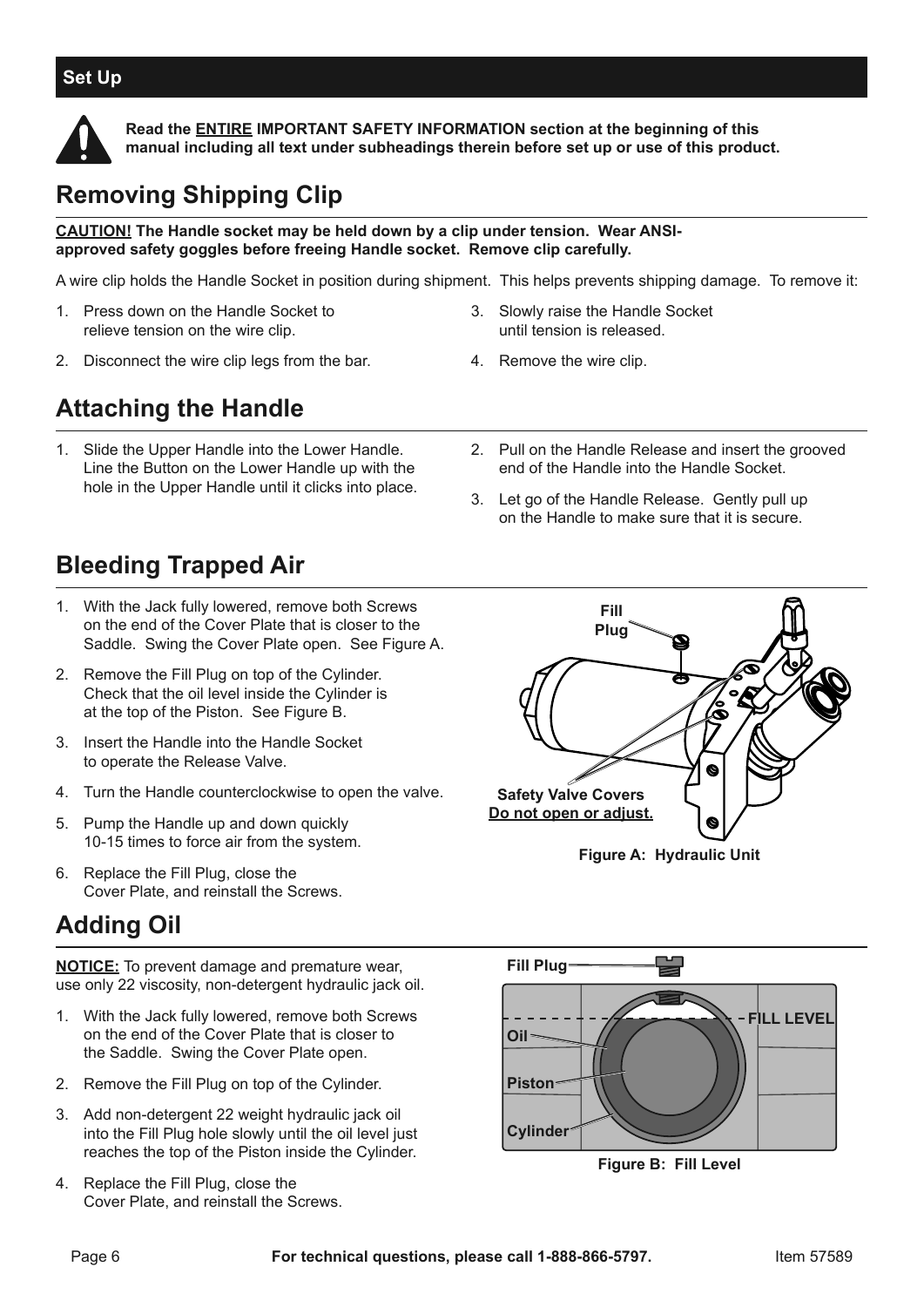## Set Up

**Read the <u>ENTIRE</u> IMPORTANT SAFETY INFORMATION section at the beginning of this manual including all text under subheadings therein before set up or use of this product.**

# Removing Shipping Clip

**<u>CAUTION!</u> The Handle socket may be held down by a clip under tension. Wear ANSI-approved safety goggles before freeing Handle socket. Remove clip carefully.**

A wire clip holds the Handle Socket in position during shipment. This helps prevents shipping damage. To remove it:

1. Press down on the Handle Socket to relieve tension on the wire clip.
2. Disconnect the wire clip legs from the bar.
3. Slowly raise the Handle Socket until tension is released.
4. Remove the wire clip.

# Attaching the Handle

1. Slide the Upper Handle into the Lower Handle. Line the Button on the Lower Handle up with the hole in the Upper Handle until it clicks into place.
2. Pull on the Handle Release and insert the grooved end of the Handle into the Handle Socket.
3. Let go of the Handle Release. Gently pull up on the Handle to make sure that it is secure.

# Bleeding Trapped Air

1. With the Jack fully lowered, remove both Screws on the end of the Cover Plate that is closer to the Saddle. Swing the Cover Plate open. See Figure A.
2. Remove the Fill Plug on top of the Cylinder. Check that the oil level inside the Cylinder is at the top of the Piston. See Figure B.
3. Insert the Handle into the Handle Socket to operate the Release Valve.
4. Turn the Handle counterclockwise to open the valve.
5. Pump the Handle up and down quickly 10-15 times to force air from the system.
6. Replace the Fill Plug, close the Cover Plate, and reinstall the Screws.

Fill Plug

Safety Valve Covers
<u>Do not open or adjust.</u>

**Figure A: Hydraulic Unit**

# Adding Oil

**<u>NOTICE:</u>** To prevent damage and premature wear, use only 22 viscosity, non-detergent hydraulic jack oil.

1. With the Jack fully lowered, remove both Screws on the end of the Cover Plate that is closer to the Saddle. Swing the Cover Plate open.
2. Remove the Fill Plug on top of the Cylinder.
3. Add non-detergent 22 weight hydraulic jack oil into the Fill Plug hole slowly until the oil level just reaches the top of the Piston inside the Cylinder.
4. Replace the Fill Plug, close the Cover Plate, and reinstall the Screws.

Fill Plug

FILL LEVEL

Oil

Piston

Cylinder

**Figure B: Fill Level**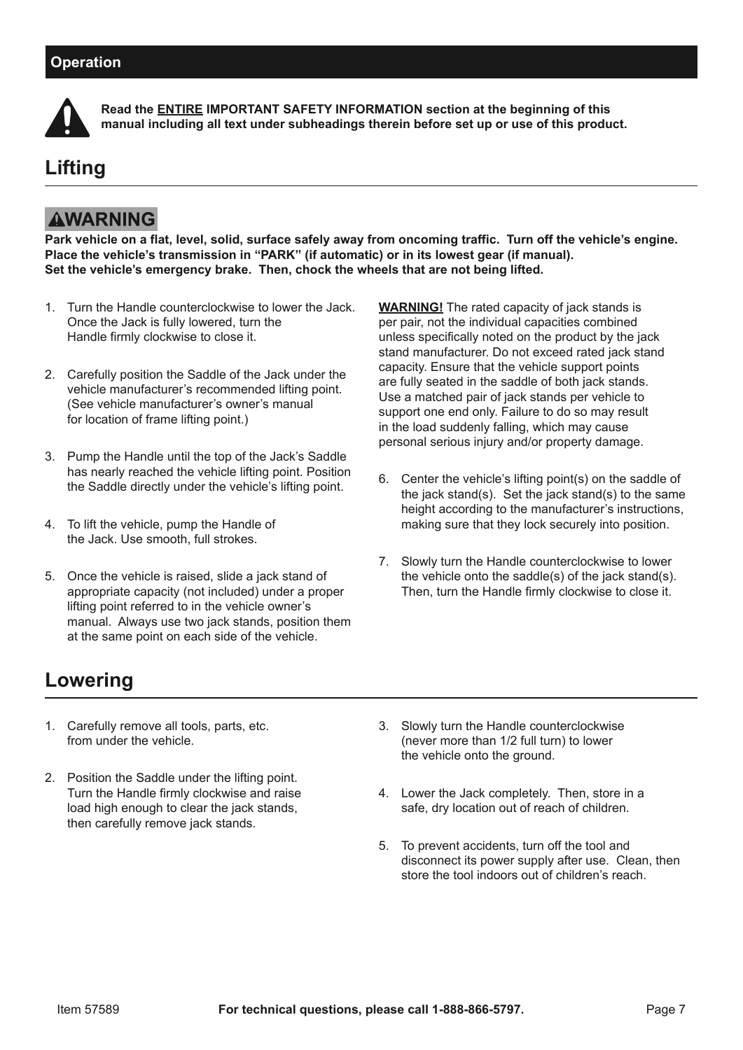## Operation

**Read the ENTIRE IMPORTANT SAFETY INFORMATION section at the beginning of this manual including all text under subheadings therein before set up or use of this product.**

# Lifting

**⚠WARNING**

**Park vehicle on a flat, level, solid, surface safely away from oncoming traffic. Turn off the vehicle's engine. Place the vehicle's transmission in "PARK" (if automatic) or in its lowest gear (if manual). Set the vehicle's emergency brake. Then, chock the wheels that are not being lifted.**

1. Turn the Handle counterclockwise to lower the Jack. Once the Jack is fully lowered, turn the Handle firmly clockwise to close it.
2. Carefully position the Saddle of the Jack under the vehicle manufacturer's recommended lifting point. (See vehicle manufacturer's owner's manual for location of frame lifting point.)
3. Pump the Handle until the top of the Jack's Saddle has nearly reached the vehicle lifting point. Position the Saddle directly under the vehicle's lifting point.
4. To lift the vehicle, pump the Handle of the Jack. Use smooth, full strokes.
5. Once the vehicle is raised, slide a jack stand of appropriate capacity (not included) under a proper lifting point referred to in the vehicle owner's manual. Always use two jack stands, position them at the same point on each side of the vehicle.

**WARNING!** The rated capacity of jack stands is per pair, not the individual capacities combined unless specifically noted on the product by the jack stand manufacturer. Do not exceed rated jack stand capacity. Ensure that the vehicle support points are fully seated in the saddle of both jack stands. Use a matched pair of jack stands per vehicle to support one end only. Failure to do so may result in the load suddenly falling, which may cause personal serious injury and/or property damage.

6. Center the vehicle's lifting point(s) on the saddle of the jack stand(s). Set the jack stand(s) to the same height according to the manufacturer's instructions, making sure that they lock securely into position.
7. Slowly turn the Handle counterclockwise to lower the vehicle onto the saddle(s) of the jack stand(s). Then, turn the Handle firmly clockwise to close it.

# Lowering

1. Carefully remove all tools, parts, etc. from under the vehicle.
2. Position the Saddle under the lifting point. Turn the Handle firmly clockwise and raise load high enough to clear the jack stands, then carefully remove jack stands.
3. Slowly turn the Handle counterclockwise (never more than 1/2 full turn) to lower the vehicle onto the ground.
4. Lower the Jack completely. Then, store in a safe, dry location out of reach of children.
5. To prevent accidents, turn off the tool and disconnect its power supply after use. Clean, then store the tool indoors out of children's reach.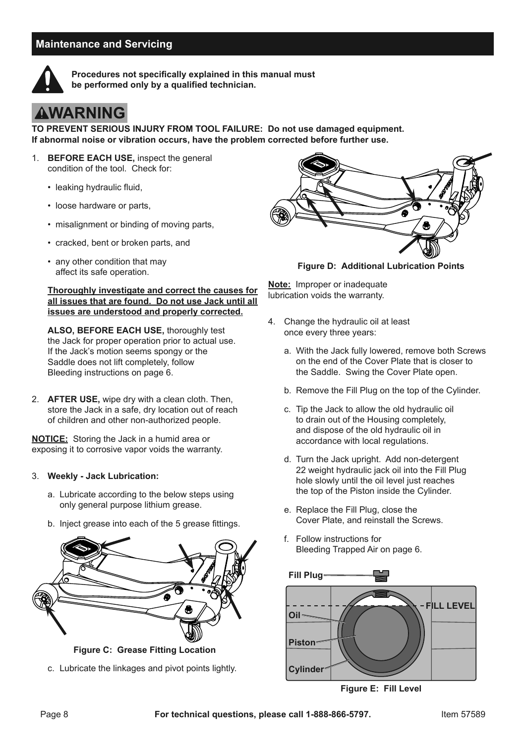## Maintenance and Servicing

**Procedures not specifically explained in this manual must be performed only by a qualified technician.**

**⚠WARNING**

**TO PREVENT SERIOUS INJURY FROM TOOL FAILURE: Do not use damaged equipment. If abnormal noise or vibration occurs, have the problem corrected before further use.**

1. **BEFORE EACH USE,** inspect the general condition of the tool. Check for:
   - leaking hydraulic fluid,
   - loose hardware or parts,
   - misalignment or binding of moving parts,
   - cracked, bent or broken parts, and
   - any other condition that may affect its safe operation.

   **Thoroughly investigate and correct the causes for all issues that are found. Do not use Jack until all issues are understood and properly corrected.**

   **ALSO, BEFORE EACH USE,** thoroughly test the Jack for proper operation prior to actual use. If the Jack's motion seems spongy or the Saddle does not lift completely, follow Bleeding instructions on page 6.

2. **AFTER USE,** wipe dry with a clean cloth. Then, store the Jack in a safe, dry location out of reach of children and other non-authorized people.

**NOTICE:** Storing the Jack in a humid area or exposing it to corrosive vapor voids the warranty.

3. **Weekly - Jack Lubrication:**
   a. Lubricate according to the below steps using only general purpose lithium grease.
   b. Inject grease into each of the 5 grease fittings.

   **Figure C: Grease Fitting Location**

   c. Lubricate the linkages and pivot points lightly.

**Figure D: Additional Lubrication Points**

**Note:** Improper or inadequate lubrication voids the warranty.

4. Change the hydraulic oil at least once every three years:
   a. With the Jack fully lowered, remove both Screws on the end of the Cover Plate that is closer to the Saddle. Swing the Cover Plate open.
   b. Remove the Fill Plug on the top of the Cylinder.
   c. Tip the Jack to allow the old hydraulic oil to drain out of the Housing completely, and dispose of the old hydraulic oil in accordance with local regulations.
   d. Turn the Jack upright. Add non-detergent 22 weight hydraulic jack oil into the Fill Plug hole slowly until the oil level just reaches the top of the Piston inside the Cylinder.
   e. Replace the Fill Plug, close the Cover Plate, and reinstall the Screws.
   f. Follow instructions for Bleeding Trapped Air on page 6.

Fill Plug
FILL LEVEL
Oil
Piston
Cylinder

**Figure E: Fill Level**

For technical questions, please call 1-888-866-5797.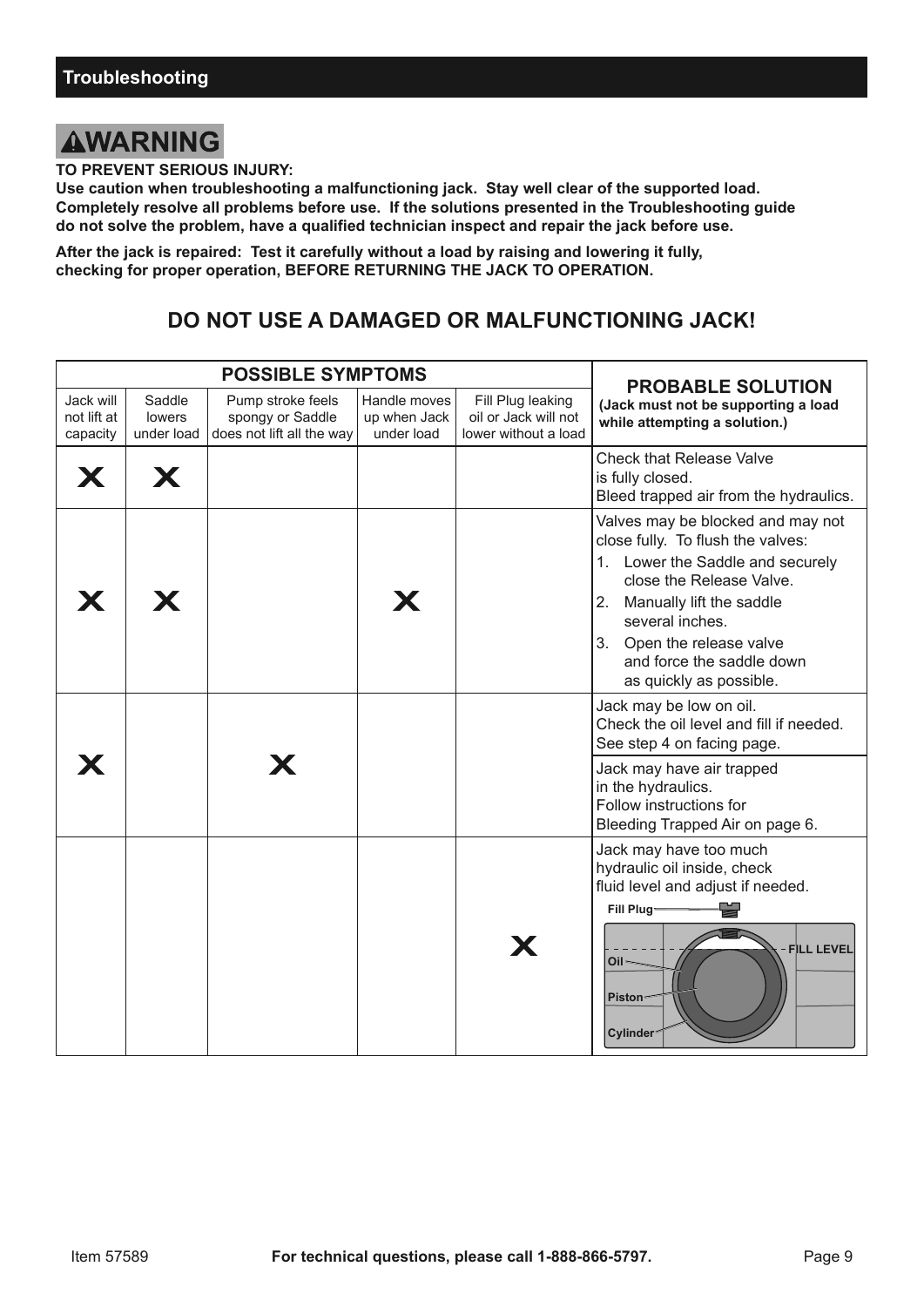## Troubleshooting

# ⚠WARNING

**TO PREVENT SERIOUS INJURY:**
**Use caution when troubleshooting a malfunctioning jack. Stay well clear of the supported load. Completely resolve all problems before use. If the solutions presented in the Troubleshooting guide do not solve the problem, have a qualified technician inspect and repair the jack before use.**

**After the jack is repaired: Test it carefully without a load by raising and lowering it fully, checking for proper operation, BEFORE RETURNING THE JACK TO OPERATION.**

## DO NOT USE A DAMAGED OR MALFUNCTIONING JACK!

| POSSIBLE SYMPTOMS | | | | | PROBABLE SOLUTION (Jack must not be supporting a load while attempting a solution.) |
|---|---|---|---|---|---|
| Jack will not lift at capacity | Saddle lowers under load | Pump stroke feels spongy or Saddle does not lift all the way | Handle moves up when Jack under load | Fill Plug leaking oil or Jack will not lower without a load | |
| X | X | | | | Check that Release Valve is fully closed. Bleed trapped air from the hydraulics. |
| X | X | | X | | Valves may be blocked and may not close fully. To flush the valves: 1. Lower the Saddle and securely close the Release Valve. 2. Manually lift the saddle several inches. 3. Open the release valve and force the saddle down as quickly as possible. |
| X | | X | | | Jack may be low on oil. Check the oil level and fill if needed. See step 4 on facing page. |
| | | | | | Jack may have air trapped in the hydraulics. Follow instructions for Bleeding Trapped Air on page 6. |
| | | | | X | Jack may have too much hydraulic oil inside, check fluid level and adjust if needed. (Diagram labels: Fill Plug, FILL LEVEL, Oil, Piston, Cylinder) |

Item 57589 **For technical questions, please call 1-888-866-5797.**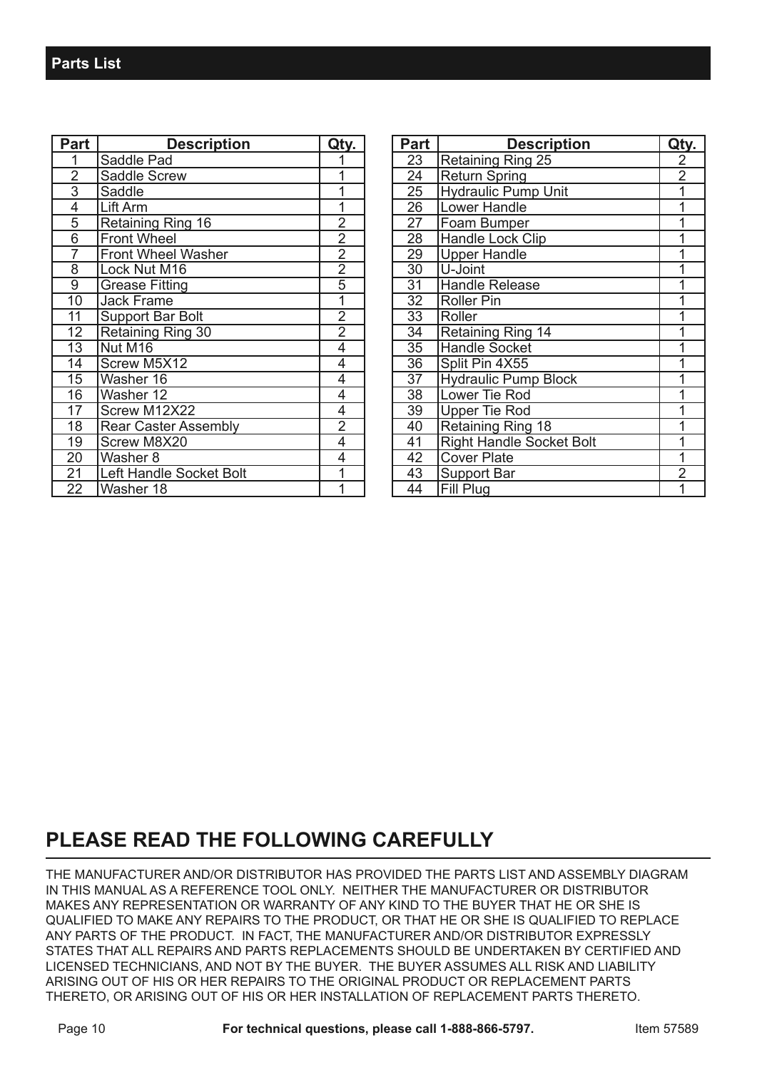## Parts List

| Part | Description | Qty. |
|---|---|---|
| 1 | Saddle Pad | 1 |
| 2 | Saddle Screw | 1 |
| 3 | Saddle | 1 |
| 4 | Lift Arm | 1 |
| 5 | Retaining Ring 16 | 2 |
| 6 | Front Wheel | 2 |
| 7 | Front Wheel Washer | 2 |
| 8 | Lock Nut M16 | 2 |
| 9 | Grease Fitting | 5 |
| 10 | Jack Frame | 1 |
| 11 | Support Bar Bolt | 2 |
| 12 | Retaining Ring 30 | 2 |
| 13 | Nut M16 | 4 |
| 14 | Screw M5X12 | 4 |
| 15 | Washer 16 | 4 |
| 16 | Washer 12 | 4 |
| 17 | Screw M12X22 | 4 |
| 18 | Rear Caster Assembly | 2 |
| 19 | Screw M8X20 | 4 |
| 20 | Washer 8 | 4 |
| 21 | Left Handle Socket Bolt | 1 |
| 22 | Washer 18 | 1 |

| Part | Description | Qty. |
|---|---|---|
| 23 | Retaining Ring 25 | 2 |
| 24 | Return Spring | 2 |
| 25 | Hydraulic Pump Unit | 1 |
| 26 | Lower Handle | 1 |
| 27 | Foam Bumper | 1 |
| 28 | Handle Lock Clip | 1 |
| 29 | Upper Handle | 1 |
| 30 | U-Joint | 1 |
| 31 | Handle Release | 1 |
| 32 | Roller Pin | 1 |
| 33 | Roller | 1 |
| 34 | Retaining Ring 14 | 1 |
| 35 | Handle Socket | 1 |
| 36 | Split Pin 4X55 | 1 |
| 37 | Hydraulic Pump Block | 1 |
| 38 | Lower Tie Rod | 1 |
| 39 | Upper Tie Rod | 1 |
| 40 | Retaining Ring 18 | 1 |
| 41 | Right Handle Socket Bolt | 1 |
| 42 | Cover Plate | 1 |
| 43 | Support Bar | 2 |
| 44 | Fill Plug | 1 |

## PLEASE READ THE FOLLOWING CAREFULLY

THE MANUFACTURER AND/OR DISTRIBUTOR HAS PROVIDED THE PARTS LIST AND ASSEMBLY DIAGRAM IN THIS MANUAL AS A REFERENCE TOOL ONLY. NEITHER THE MANUFACTURER OR DISTRIBUTOR MAKES ANY REPRESENTATION OR WARRANTY OF ANY KIND TO THE BUYER THAT HE OR SHE IS QUALIFIED TO MAKE ANY REPAIRS TO THE PRODUCT, OR THAT HE OR SHE IS QUALIFIED TO REPLACE ANY PARTS OF THE PRODUCT. IN FACT, THE MANUFACTURER AND/OR DISTRIBUTOR EXPRESSLY STATES THAT ALL REPAIRS AND PARTS REPLACEMENTS SHOULD BE UNDERTAKEN BY CERTIFIED AND LICENSED TECHNICIANS, AND NOT BY THE BUYER. THE BUYER ASSUMES ALL RISK AND LIABILITY ARISING OUT OF HIS OR HER REPAIRS TO THE ORIGINAL PRODUCT OR REPLACEMENT PARTS THERETO, OR ARISING OUT OF HIS OR HER INSTALLATION OF REPLACEMENT PARTS THERETO.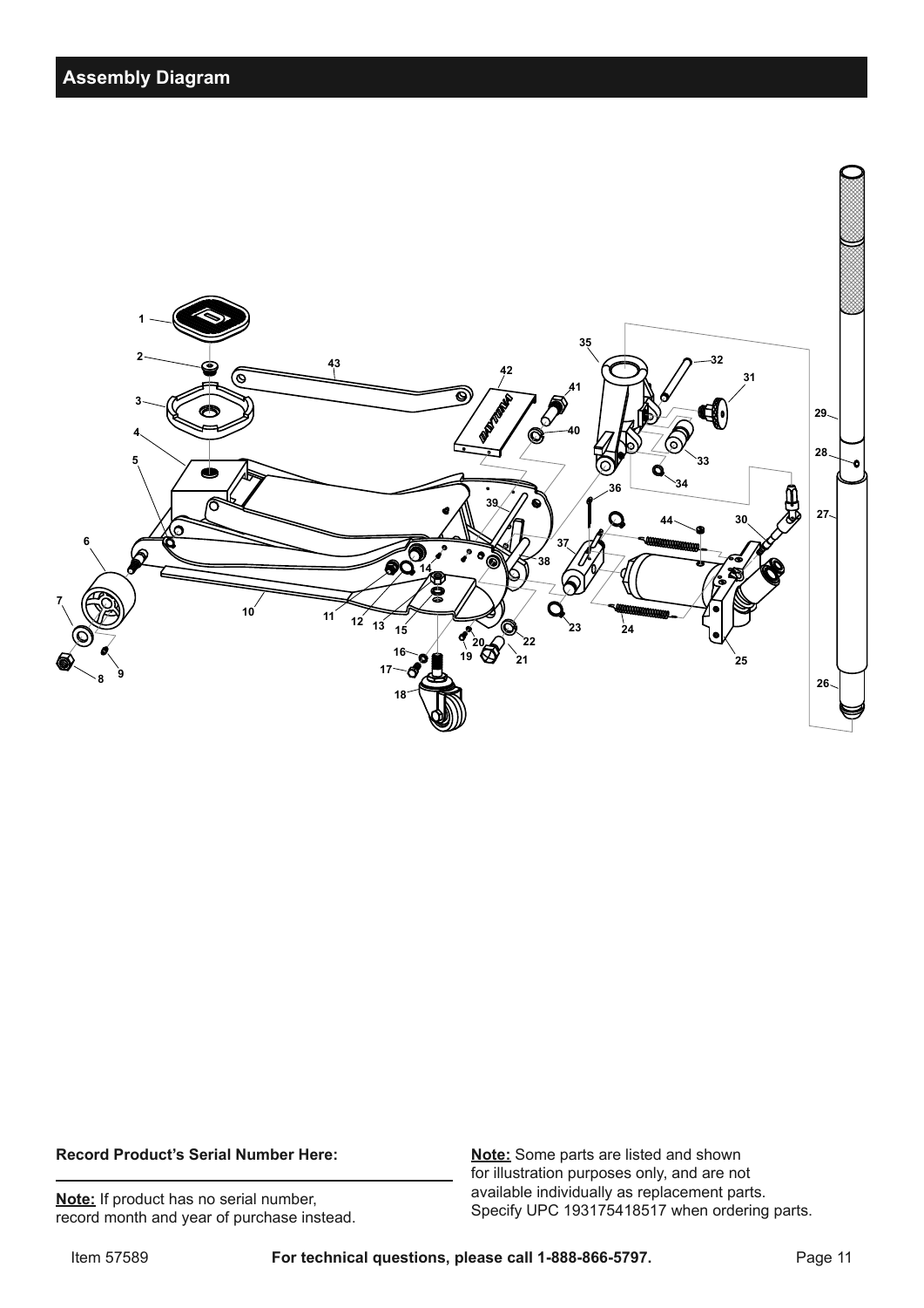## Assembly Diagram

**Record Product's Serial Number Here:**

**Note:** If product has no serial number, record month and year of purchase instead.

**Note:** Some parts are listed and shown for illustration purposes only, and are not available individually as replacement parts. Specify UPC 193175418517 when ordering parts.

Item 57589 **For technical questions, please call 1-888-866-5797.**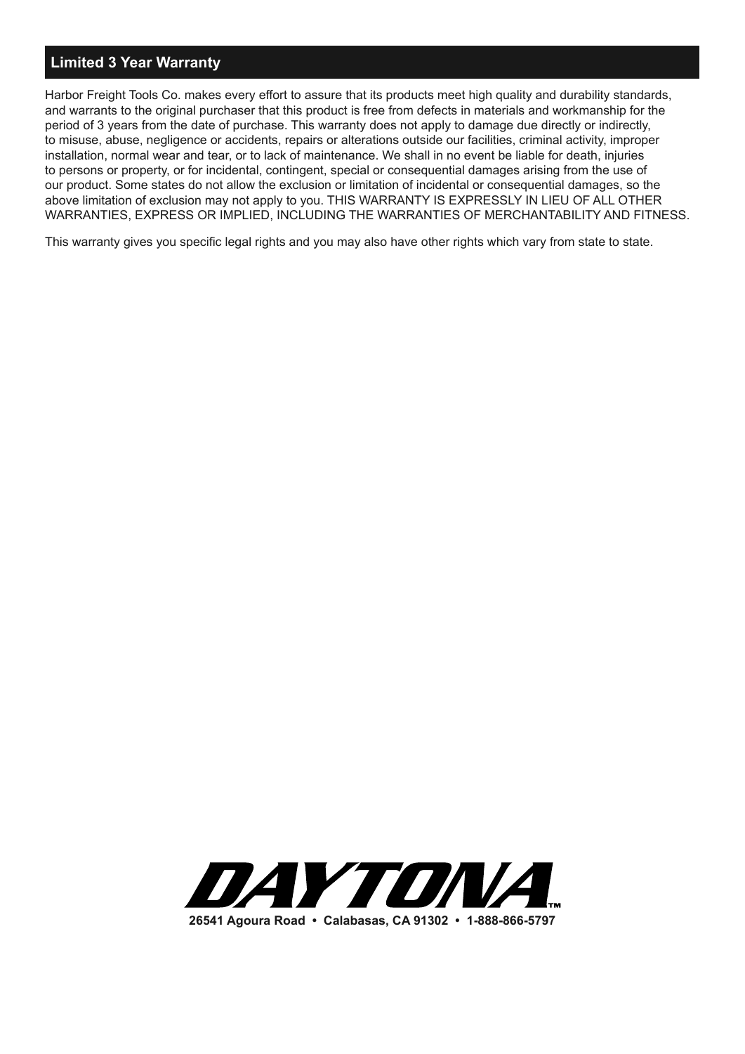## Limited 3 Year Warranty

Harbor Freight Tools Co. makes every effort to assure that its products meet high quality and durability standards, and warrants to the original purchaser that this product is free from defects in materials and workmanship for the period of 3 years from the date of purchase. This warranty does not apply to damage due directly or indirectly, to misuse, abuse, negligence or accidents, repairs or alterations outside our facilities, criminal activity, improper installation, normal wear and tear, or to lack of maintenance. We shall in no event be liable for death, injuries to persons or property, or for incidental, contingent, special or consequential damages arising from the use of our product. Some states do not allow the exclusion or limitation of incidental or consequential damages, so the above limitation of exclusion may not apply to you. THIS WARRANTY IS EXPRESSLY IN LIEU OF ALL OTHER WARRANTIES, EXPRESS OR IMPLIED, INCLUDING THE WARRANTIES OF MERCHANTABILITY AND FITNESS.

This warranty gives you specific legal rights and you may also have other rights which vary from state to state.

DAYTONA™

**26541 Agoura Road • Calabasas, CA 91302 • 1-888-866-5797**